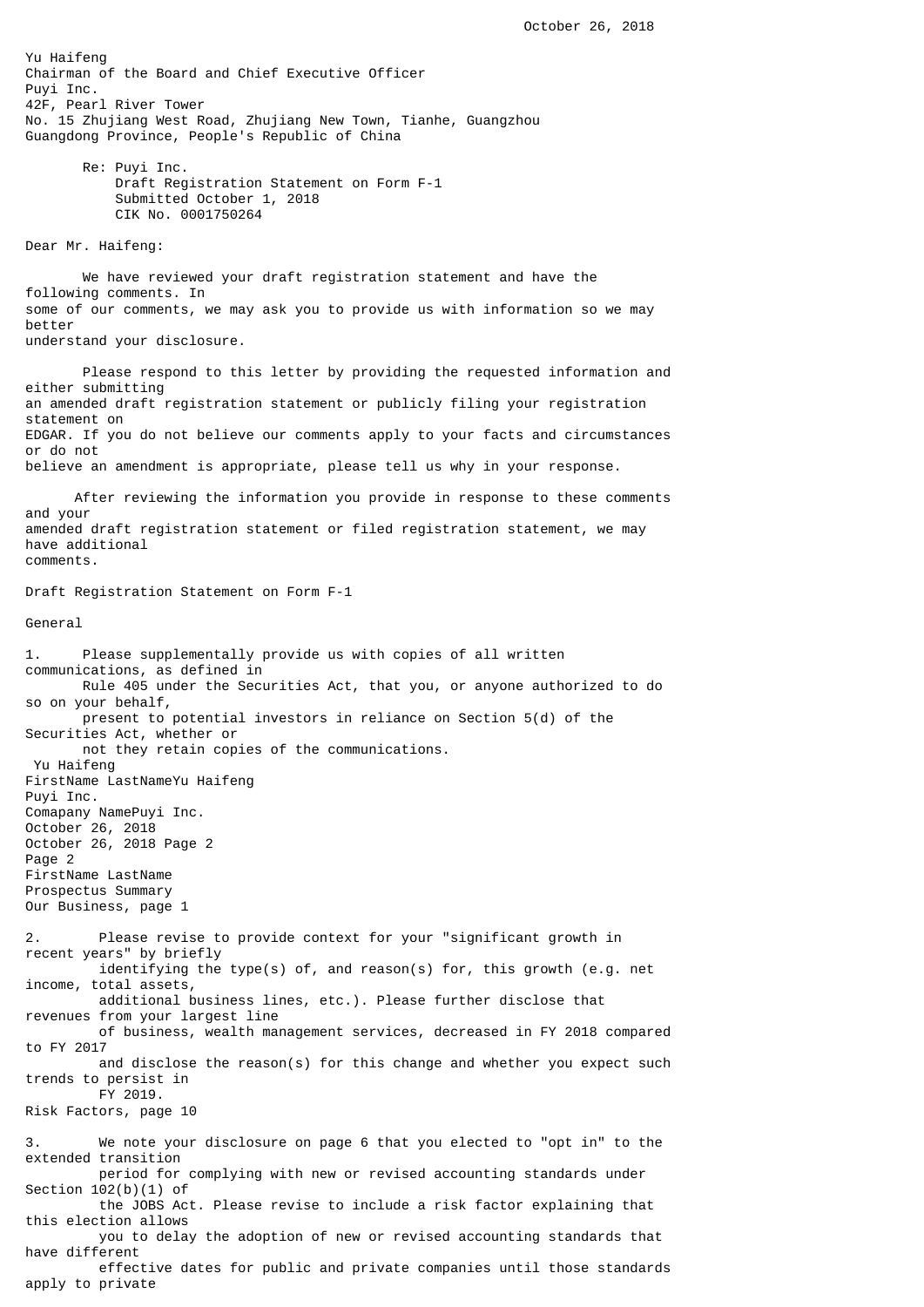October 26, 2018

Yu Haifeng
Chairman of the Board and Chief Executive Officer
Puyi Inc.
42F, Pearl River Tower
No. 15 Zhujiang West Road, Zhujiang New Town, Tianhe, Guangzhou
Guangdong Province, People's Republic of China

Re: Puyi Inc.
Draft Registration Statement on Form F-1
Submitted October 1, 2018
CIK No. 0001750264

Dear Mr. Haifeng:

We have reviewed your draft registration statement and have the following comments. In some of our comments, we may ask you to provide us with information so we may better understand your disclosure.

Please respond to this letter by providing the requested information and either submitting an amended draft registration statement or publicly filing your registration statement on EDGAR. If you do not believe our comments apply to your facts and circumstances or do not believe an amendment is appropriate, please tell us why in your response.

After reviewing the information you provide in response to these comments and your amended draft registration statement or filed registration statement, we may have additional comments.

Draft Registration Statement on Form F-1

General

1. Please supplementally provide us with copies of all written communications, as defined in Rule 405 under the Securities Act, that you, or anyone authorized to do so on your behalf, present to potential investors in reliance on Section 5(d) of the Securities Act, whether or not they retain copies of the communications.

Prospectus Summary
Our Business, page 1

2. Please revise to provide context for your "significant growth in recent years" by briefly identifying the type(s) of, and reason(s) for, this growth (e.g. net income, total assets, additional business lines, etc.). Please further disclose that revenues from your largest line of business, wealth management services, decreased in FY 2018 compared to FY 2017 and disclose the reason(s) for this change and whether you expect such trends to persist in FY 2019.

Risk Factors, page 10

3. We note your disclosure on page 6 that you elected to "opt in" to the extended transition period for complying with new or revised accounting standards under Section 102(b)(1) of the JOBS Act. Please revise to include a risk factor explaining that this election allows you to delay the adoption of new or revised accounting standards that have different effective dates for public and private companies until those standards apply to private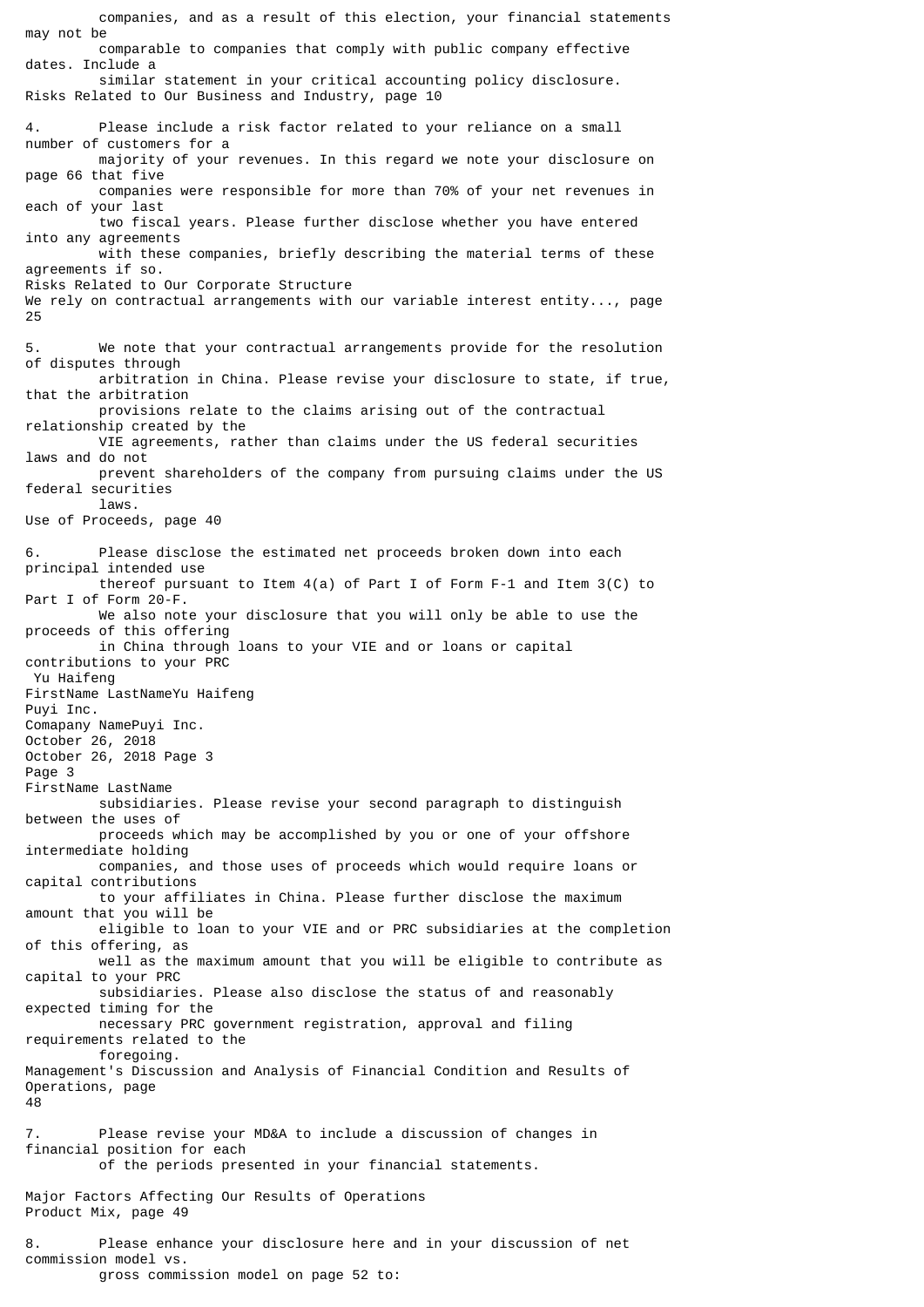companies, and as a result of this election, your financial statements may not be comparable to companies that comply with public company effective dates. Include a similar statement in your critical accounting policy disclosure.

Risks Related to Our Business and Industry, page 10

4. Please include a risk factor related to your reliance on a small number of customers for a majority of your revenues. In this regard we note your disclosure on page 66 that five companies were responsible for more than 70% of your net revenues in each of your last two fiscal years. Please further disclose whether you have entered into any agreements with these companies, briefly describing the material terms of these agreements if so.

Risks Related to Our Corporate Structure

We rely on contractual arrangements with our variable interest entity..., page 25

5. We note that your contractual arrangements provide for the resolution of disputes through arbitration in China. Please revise your disclosure to state, if true, that the arbitration provisions relate to the claims arising out of the contractual relationship created by the VIE agreements, rather than claims under the US federal securities laws and do not prevent shareholders of the company from pursuing claims under the US federal securities laws.

Use of Proceeds, page 40

6. Please disclose the estimated net proceeds broken down into each principal intended use thereof pursuant to Item 4(a) of Part I of Form F-1 and Item 3(C) to Part I of Form 20-F. We also note your disclosure that you will only be able to use the proceeds of this offering in China through loans to your VIE and or loans or capital contributions to your PRC subsidiaries. Please revise your second paragraph to distinguish between the uses of proceeds which may be accomplished by you or one of your offshore intermediate holding companies, and those uses of proceeds which would require loans or capital contributions to your affiliates in China. Please further disclose the maximum amount that you will be eligible to loan to your VIE and or PRC subsidiaries at the completion of this offering, as well as the maximum amount that you will be eligible to contribute as capital to your PRC subsidiaries. Please also disclose the status of and reasonably expected timing for the necessary PRC government registration, approval and filing requirements related to the foregoing.

Management's Discussion and Analysis of Financial Condition and Results of Operations, page 48

7. Please revise your MD&A to include a discussion of changes in financial position for each of the periods presented in your financial statements.

Major Factors Affecting Our Results of Operations

Product Mix, page 49

8. Please enhance your disclosure here and in your discussion of net commission model vs. gross commission model on page 52 to: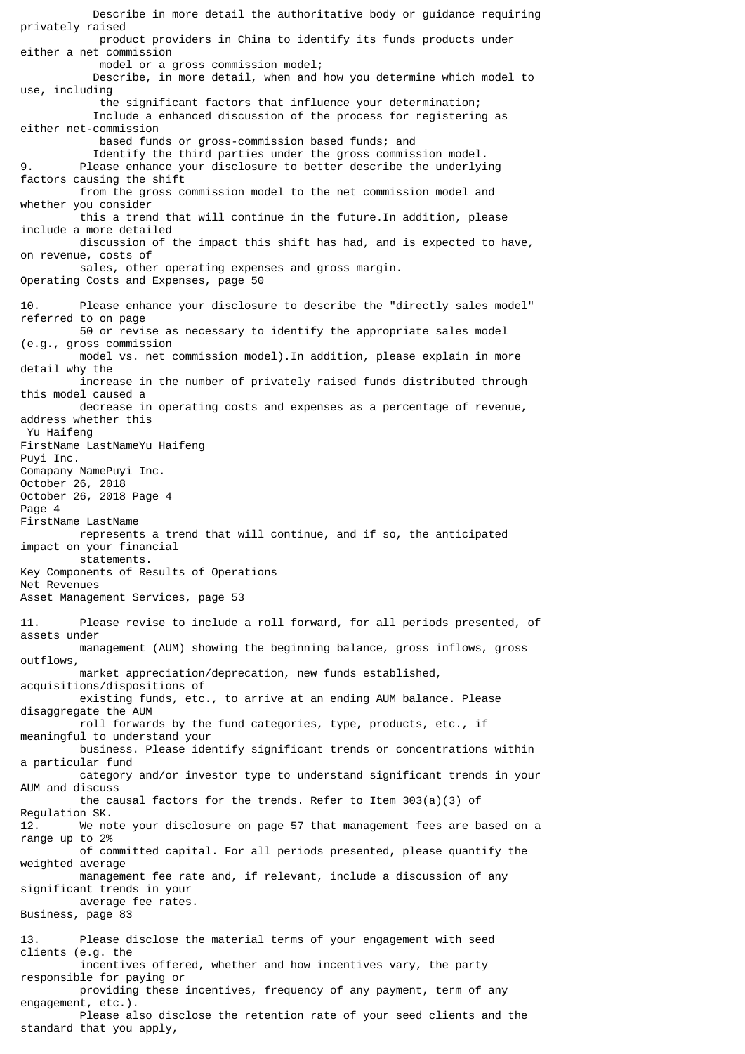Describe in more detail the authoritative body or guidance requiring privately raised product providers in China to identify its funds products under either a net commission model or a gross commission model;

Describe, in more detail, when and how you determine which model to use, including the significant factors that influence your determination;

Include a enhanced discussion of the process for registering as either net-commission based funds or gross-commission based funds; and

Identify the third parties under the gross commission model.

9. Please enhance your disclosure to better describe the underlying factors causing the shift from the gross commission model to the net commission model and whether you consider this a trend that will continue in the future.In addition, please include a more detailed discussion of the impact this shift has had, and is expected to have, on revenue, costs of sales, other operating expenses and gross margin.

Operating Costs and Expenses, page 50

10. Please enhance your disclosure to describe the "directly sales model" referred to on page 50 or revise as necessary to identify the appropriate sales model (e.g., gross commission model vs. net commission model).In addition, please explain in more detail why the increase in the number of privately raised funds distributed through this model caused a decrease in operating costs and expenses as a percentage of revenue, address whether this represents a trend that will continue, and if so, the anticipated impact on your financial statements.

Key Components of Results of Operations
Net Revenues
Asset Management Services, page 53

11. Please revise to include a roll forward, for all periods presented, of assets under management (AUM) showing the beginning balance, gross inflows, gross outflows, market appreciation/deprecation, new funds established, acquisitions/dispositions of existing funds, etc., to arrive at an ending AUM balance. Please disaggregate the AUM roll forwards by the fund categories, type, products, etc., if meaningful to understand your business. Please identify significant trends or concentrations within a particular fund category and/or investor type to understand significant trends in your AUM and discuss the causal factors for the trends. Refer to Item 303(a)(3) of Regulation SK.

12. We note your disclosure on page 57 that management fees are based on a range up to 2% of committed capital. For all periods presented, please quantify the weighted average management fee rate and, if relevant, include a discussion of any significant trends in your average fee rates.

Business, page 83

13. Please disclose the material terms of your engagement with seed clients (e.g. the incentives offered, whether and how incentives vary, the party responsible for paying or providing these incentives, frequency of any payment, term of any engagement, etc.). Please also disclose the retention rate of your seed clients and the standard that you apply,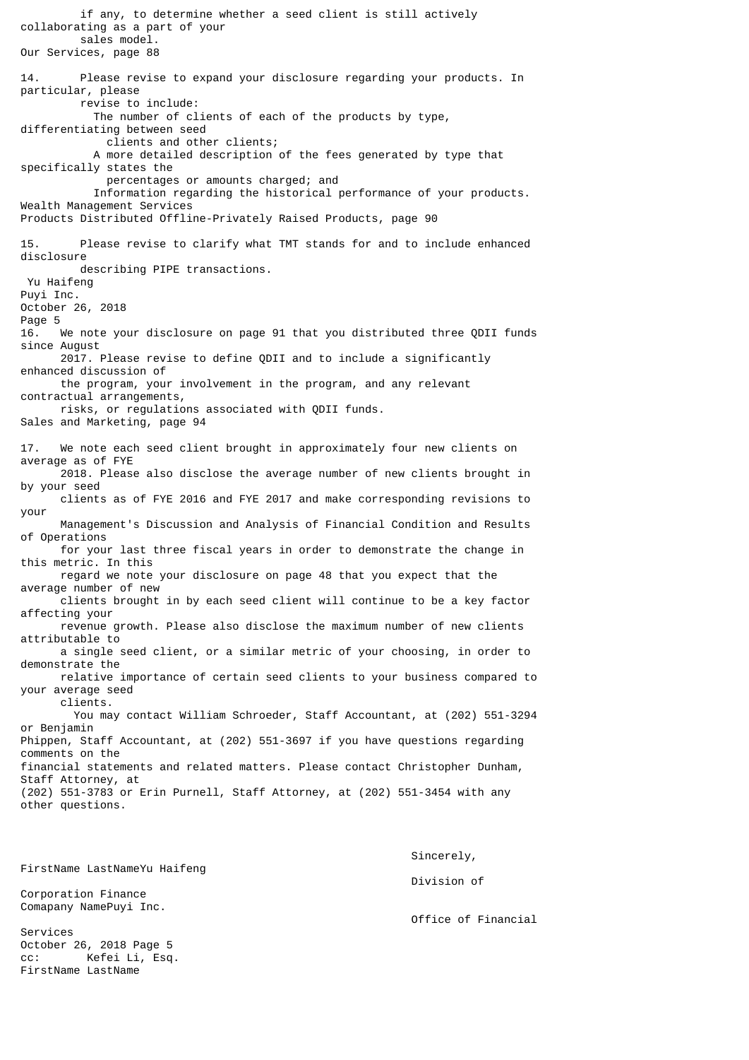if any, to determine whether a seed client is still actively collaborating as a part of your sales model.

Our Services, page 88

14. Please revise to expand your disclosure regarding your products. In particular, please revise to include:
- The number of clients of each of the products by type, differentiating between seed clients and other clients;
- A more detailed description of the fees generated by type that specifically states the percentages or amounts charged; and
- Information regarding the historical performance of your products.

Wealth Management Services
Products Distributed Offline-Privately Raised Products, page 90

15. Please revise to clarify what TMT stands for and to include enhanced disclosure describing PIPE transactions.

16. We note your disclosure on page 91 that you distributed three QDII funds since August 2017. Please revise to define QDII and to include a significantly enhanced discussion of the program, your involvement in the program, and any relevant contractual arrangements, risks, or regulations associated with QDII funds.

Sales and Marketing, page 94

17. We note each seed client brought in approximately four new clients on average as of FYE 2018. Please also disclose the average number of new clients brought in by your seed clients as of FYE 2016 and FYE 2017 and make corresponding revisions to your Management's Discussion and Analysis of Financial Condition and Results of Operations for your last three fiscal years in order to demonstrate the change in this metric. In this regard we note your disclosure on page 48 that you expect that the average number of new clients brought in by each seed client will continue to be a key factor affecting your revenue growth. Please also disclose the maximum number of new clients attributable to a single seed client, or a similar metric of your choosing, in order to demonstrate the relative importance of certain seed clients to your business compared to your average seed clients.

You may contact William Schroeder, Staff Accountant, at (202) 551-3294 or Benjamin Phippen, Staff Accountant, at (202) 551-3697 if you have questions regarding comments on the financial statements and related matters. Please contact Christopher Dunham, Staff Attorney, at (202) 551-3783 or Erin Purnell, Staff Attorney, at (202) 551-3454 with any other questions.

Sincerely,

Division of Corporation Finance
Office of Financial Services

cc: Kefei Li, Esq.